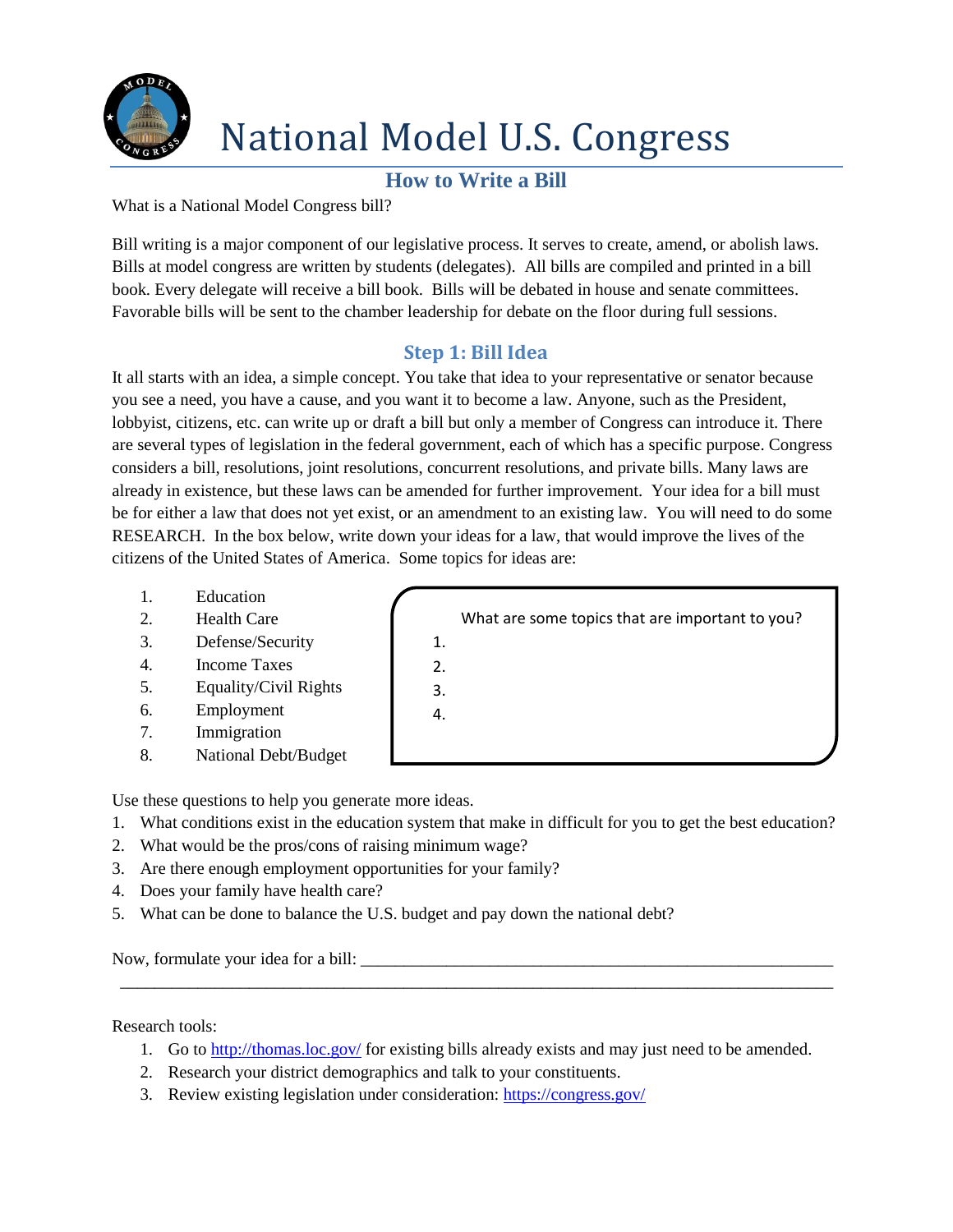# National Model U.S. Congress

## How to Write a Bill

What is a National Model Congress bill?

Bill writing is a major component of our legislative process. It serves to create, amend, or abolish laws. Bills at model congress are written by students (delegates). All bills are compiled and printed in a bill book. Every delegate will receive a bill book. Bills will be debated in house and senate committees. Favorable bills will be sent to the chamber leadership for debate on the floor during full sessions.

### Step 1: Bill Idea

It all starts with an idea, a simple concept. You take that idea to your representative or senator because you see a need, you have a cause, and you want it to become a law. Anyone, such as the President, lobbyist, citizens, etc. can write up or draft a bill but only a member of Congress can introduce it. There are several types of legislation in the federal government, each of which has a specific purpose. Congress considers a bill, resolutions, joint resolutions, concurrent resolutions, and private bills. Many laws are already in existence, but these laws can be amended for further improvement. Your idea for a bill must be for either a law that does not yet exist, or an amendment to an existing law. You will need to do some RESEARCH. In the box below, write down your ideas for a law, that would improve the lives of the citizens of the United States of America. Some topics for ideas are:

1. Education
2. Health Care
3. Defense/Security
4. Income Taxes
5. Equality/Civil Rights
6. Employment
7. Immigration
8. National Debt/Budget

What are some topics that are important to you?

1. 
2. 
3. 
4. 

Use these questions to help you generate more ideas.

1. What conditions exist in the education system that make in difficult for you to get the best education?
2. What would be the pros/cons of raising minimum wage?
3. Are there enough employment opportunities for your family?
4. Does your family have health care?
5. What can be done to balance the U.S. budget and pay down the national debt?

Now, formulate your idea for a bill: ____________________________________________________________
______________________________________________________________________________

Research tools:

1. Go to http://thomas.loc.gov/ for existing bills already exists and may just need to be amended.
2. Research your district demographics and talk to your constituents.
3. Review existing legislation under consideration: https://congress.gov/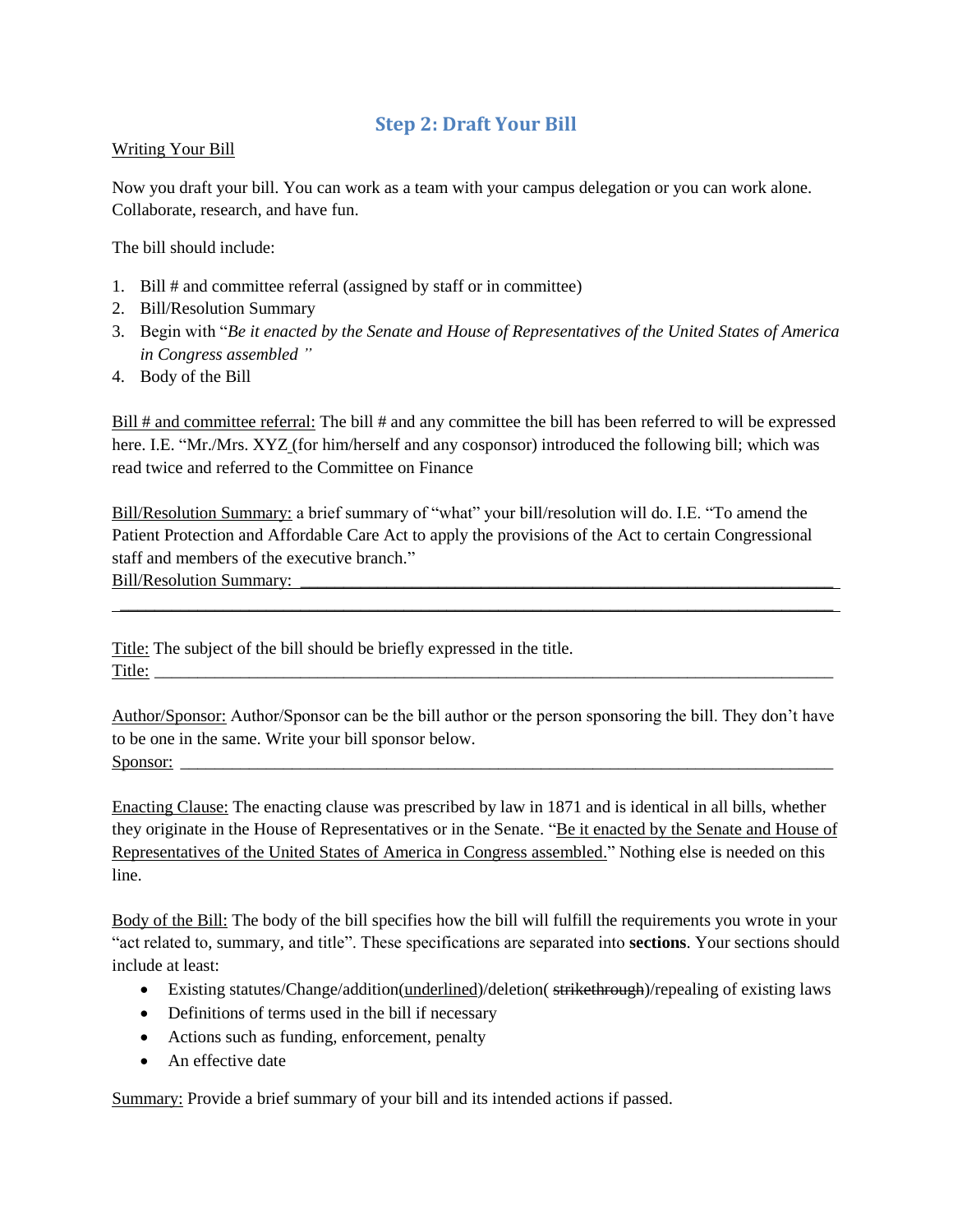## Step 2: Draft Your Bill

<u>Writing Your Bill</u>

Now you draft your bill. You can work as a team with your campus delegation or you can work alone. Collaborate, research, and have fun.

The bill should include:

1. Bill # and committee referral (assigned by staff or in committee)
2. Bill/Resolution Summary
3. Begin with "*Be it enacted by the Senate and House of Representatives of the United States of America in Congress assembled* "
4. Body of the Bill

<u>Bill # and committee referral:</u> The bill # and any committee the bill has been referred to will be expressed here. I.E. "Mr./Mrs. XYZ (for him/herself and any cosponsor) introduced the following bill; which was read twice and referred to the Committee on Finance

<u>Bill/Resolution Summary:</u> a brief summary of "what" your bill/resolution will do. I.E. "To amend the Patient Protection and Affordable Care Act to apply the provisions of the Act to certain Congressional staff and members of the executive branch."

<u>Bill/Resolution Summary:</u> ________________________________________________________________

________________________________________________________________________________

<u>Title:</u> The subject of the bill should be briefly expressed in the title.

<u>Title:</u> ________________________________________________________________________________

<u>Author/Sponsor:</u> Author/Sponsor can be the bill author or the person sponsoring the bill. They don't have to be one in the same. Write your bill sponsor below.

<u>Sponsor:</u> ______________________________________________________________________________

<u>Enacting Clause:</u> The enacting clause was prescribed by law in 1871 and is identical in all bills, whether they originate in the House of Representatives or in the Senate. "<u>Be it enacted by the Senate and House of Representatives of the United States of America in Congress assembled.</u>" Nothing else is needed on this line.

<u>Body of the Bill:</u> The body of the bill specifies how the bill will fulfill the requirements you wrote in your "act related to, summary, and title". These specifications are separated into **sections**. Your sections should include at least:

- Existing statutes/Change/addition(<u>underlined</u>)/deletion( ~~strikethrough~~)/repealing of existing laws
- Definitions of terms used in the bill if necessary
- Actions such as funding, enforcement, penalty
- An effective date

<u>Summary:</u> Provide a brief summary of your bill and its intended actions if passed.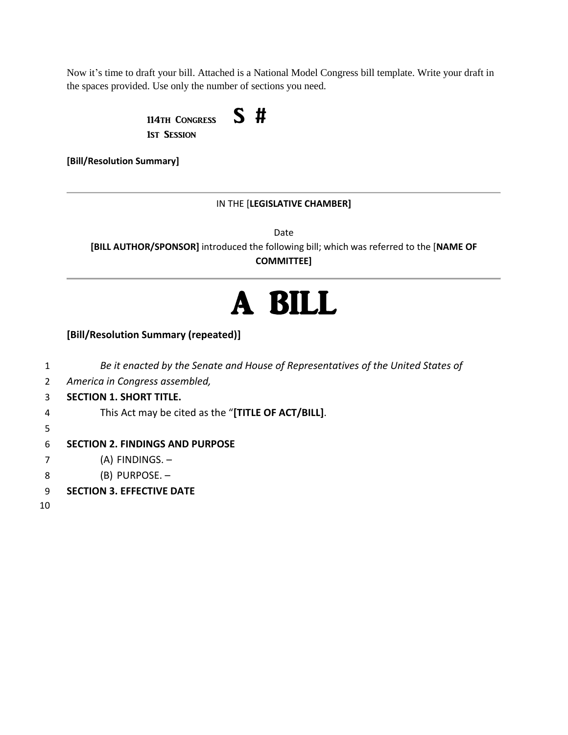Now it's time to draft your bill. Attached is a National Model Congress bill template. Write your draft in the spaces provided. Use only the number of sections you need.

114TH CONGRESS **S #**
1ST SESSION

**[Bill/Resolution Summary]**

---

IN THE [**LEGISLATIVE CHAMBER]**

Date

**[BILL AUTHOR/SPONSOR]** introduced the following bill; which was referred to the [**NAME OF COMMITTEE]**

---

# A BILL

**[Bill/Resolution Summary (repeated)]**

1 *Be it enacted by the Senate and House of Representatives of the United States of*
2 *America in Congress assembled,*
3 **SECTION 1. SHORT TITLE.**
4 This Act may be cited as the "**[TITLE OF ACT/BILL]**.
5
6 **SECTION 2. FINDINGS AND PURPOSE**
7 (A) FINDINGS. –
8 (B) PURPOSE. –
9 **SECTION 3. EFFECTIVE DATE**
10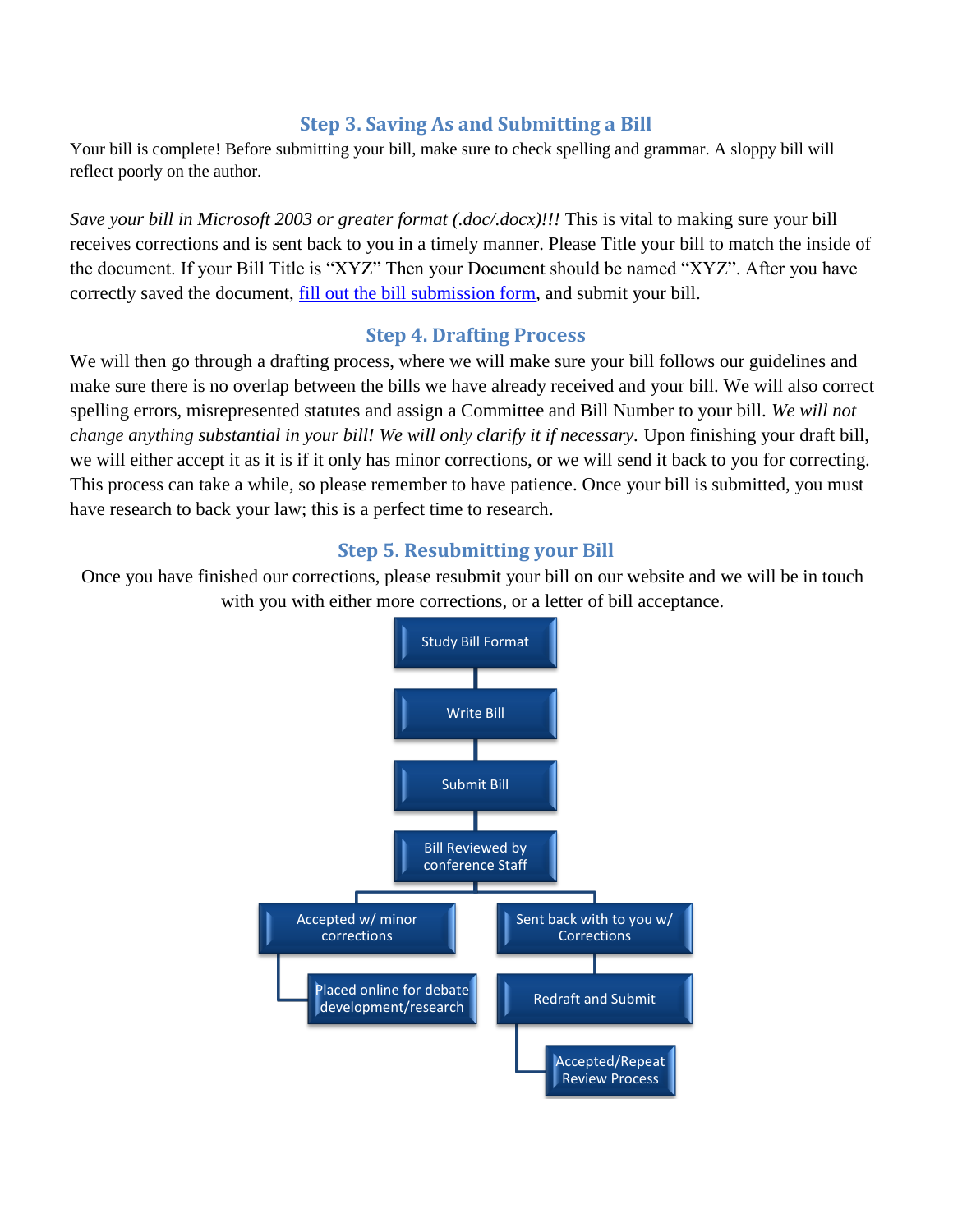## Step 3. Saving As and Submitting a Bill

Your bill is complete! Before submitting your bill, make sure to check spelling and grammar. A sloppy bill will reflect poorly on the author.

*Save your bill in Microsoft 2003 or greater format (.doc/.docx)!!!* This is vital to making sure your bill receives corrections and is sent back to you in a timely manner. Please Title your bill to match the inside of the document. If your Bill Title is "XYZ" Then your Document should be named "XYZ". After you have correctly saved the document, fill out the bill submission form, and submit your bill.

## Step 4. Drafting Process

We will then go through a drafting process, where we will make sure your bill follows our guidelines and make sure there is no overlap between the bills we have already received and your bill. We will also correct spelling errors, misrepresented statutes and assign a Committee and Bill Number to your bill. *We will not change anything substantial in your bill! We will only clarify it if necessary*. Upon finishing your draft bill, we will either accept it as it is if it only has minor corrections, or we will send it back to you for correcting. This process can take a while, so please remember to have patience. Once your bill is submitted, you must have research to back your law; this is a perfect time to research.

## Step 5. Resubmitting your Bill

Once you have finished our corrections, please resubmit your bill on our website and we will be in touch with you with either more corrections, or a letter of bill acceptance.

Study Bill Format

Write Bill

Submit Bill

Bill Reviewed by conference Staff

Accepted w/ minor corrections

Sent back with to you w/ Corrections

Placed online for debate development/research

Redraft and Submit

Accepted/Repeat Review Process